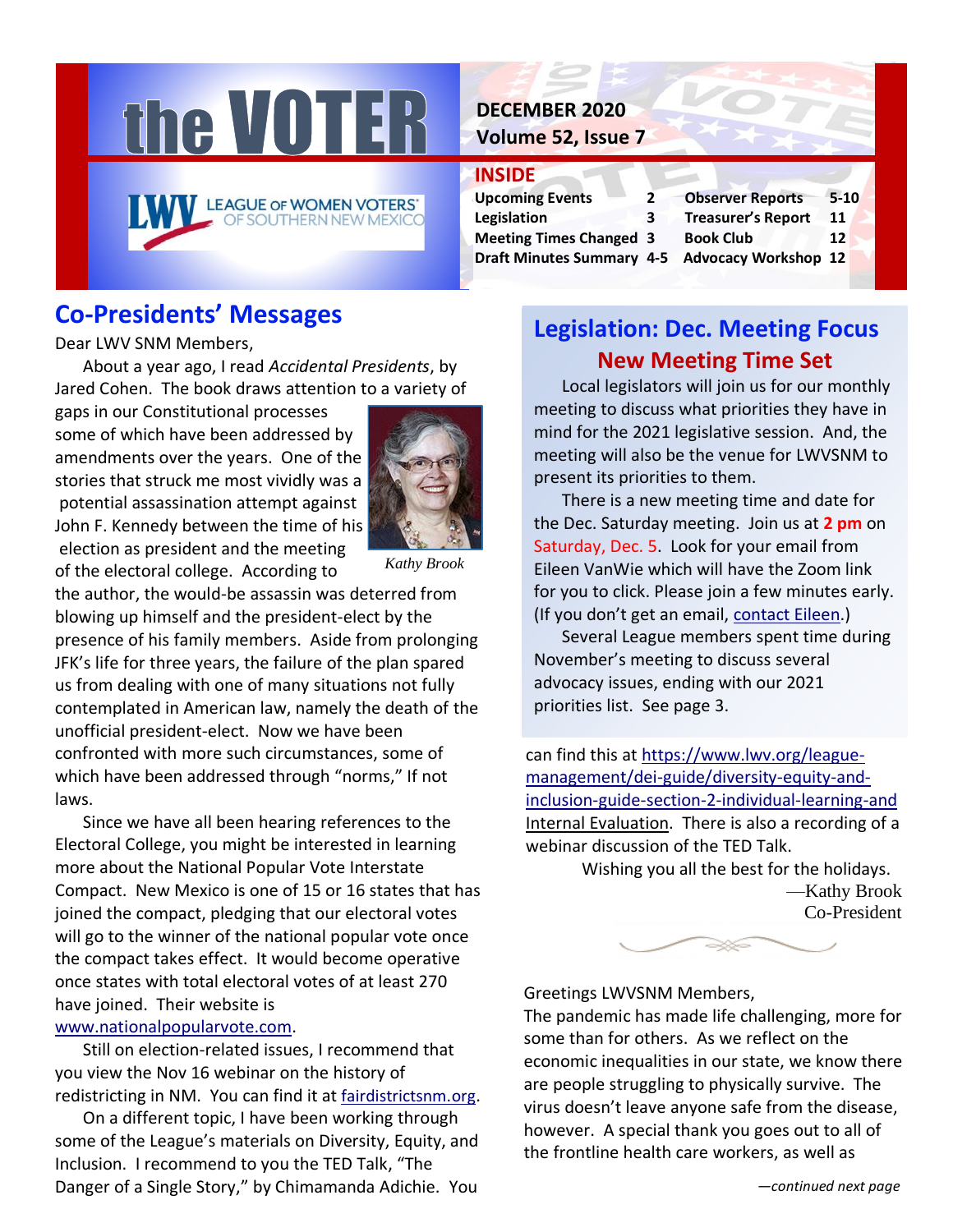# the VOTER

LEAGUE OF WOMEN VOTERS OF SOUTHERN NEW MEXICO

**DECEMBER 2020**
**Volume 52, Issue 7**

## INSIDE

| | | | |
|---|---|---|---|
| **Upcoming Events** | **2** | **Observer Reports** | **5-10** |
| **Legislation** | **3** | **Treasurer's Report** | **11** |
| **Meeting Times Changed** | **3** | **Book Club** | **12** |
| **Draft Minutes Summary** | **4-5** | **Advocacy Workshop** | **12** |

## Co-Presidents' Messages

Dear LWV SNM Members,

About a year ago, I read *Accidental Presidents*, by Jared Cohen. The book draws attention to a variety of gaps in our Constitutional processes some of which have been addressed by amendments over the years. One of the stories that struck me most vividly was a potential assassination attempt against John F. Kennedy between the time of his election as president and the meeting of the electoral college. According to the author, the would-be assassin was deterred from blowing up himself and the president-elect by the presence of his family members. Aside from prolonging JFK's life for three years, the failure of the plan spared us from dealing with one of many situations not fully contemplated in American law, namely the death of the unofficial president-elect. Now we have been confronted with more such circumstances, some of which have been addressed through "norms," If not laws.

*Kathy Brook*

Since we have all been hearing references to the Electoral College, you might be interested in learning more about the National Popular Vote Interstate Compact. New Mexico is one of 15 or 16 states that has joined the compact, pledging that our electoral votes will go to the winner of the national popular vote once the compact takes effect. It would become operative once states with total electoral votes of at least 270 have joined. Their website is www.nationalpopularvote.com.

Still on election-related issues, I recommend that you view the Nov 16 webinar on the history of redistricting in NM. You can find it at fairdistrictsnm.org.

On a different topic, I have been working through some of the League's materials on Diversity, Equity, and Inclusion. I recommend to you the TED Talk, "The Danger of a Single Story," by Chimamanda Adichie. You can find this at https://www.lwv.org/league-management/dei-guide/diversity-equity-and-inclusion-guide-section-2-individual-learning-and Internal Evaluation. There is also a recording of a webinar discussion of the TED Talk.

Wishing you all the best for the holidays.

—Kathy Brook
Co-President

Greetings LWVSNM Members,

The pandemic has made life challenging, more for some than for others. As we reflect on the economic inequalities in our state, we know there are people struggling to physically survive. The virus doesn't leave anyone safe from the disease, however. A special thank you goes out to all of the frontline health care workers, as well as

*—continued next page*

## Legislation: Dec. Meeting Focus

### New Meeting Time Set

Local legislators will join us for our monthly meeting to discuss what priorities they have in mind for the 2021 legislative session. And, the meeting will also be the venue for LWVSNM to present its priorities to them.

There is a new meeting time and date for the Dec. Saturday meeting. Join us at **2 pm** on Saturday, Dec. 5. Look for your email from Eileen VanWie which will have the Zoom link for you to click. Please join a few minutes early. (If you don't get an email, contact Eileen.)

Several League members spent time during November's meeting to discuss several advocacy issues, ending with our 2021 priorities list. See page 3.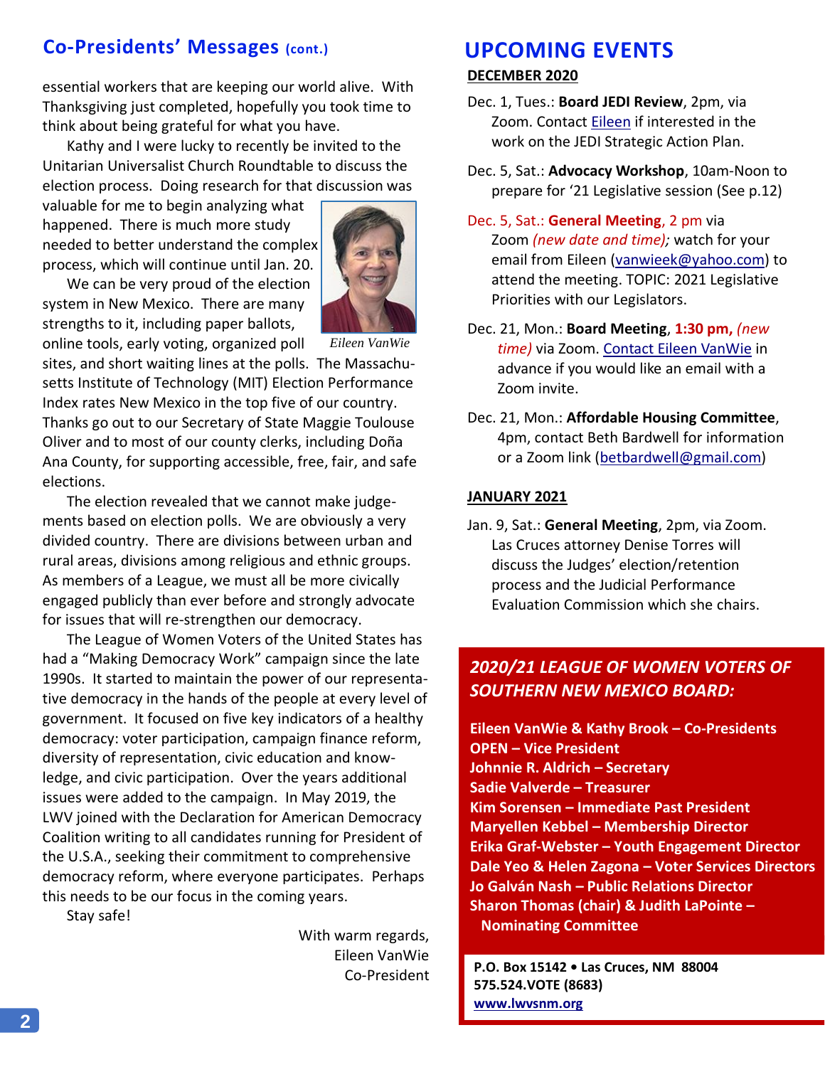## Co-Presidents' Messages (cont.)

essential workers that are keeping our world alive. With Thanksgiving just completed, hopefully you took time to think about being grateful for what you have.

Kathy and I were lucky to recently be invited to the Unitarian Universalist Church Roundtable to discuss the election process. Doing research for that discussion was valuable for me to begin analyzing what happened. There is much more study needed to better understand the complex process, which will continue until Jan. 20.

*Eileen VanWie*

We can be very proud of the election system in New Mexico. There are many strengths to it, including paper ballots, online tools, early voting, organized poll sites, and short waiting lines at the polls. The Massachusetts Institute of Technology (MIT) Election Performance Index rates New Mexico in the top five of our country. Thanks go out to our Secretary of State Maggie Toulouse Oliver and to most of our county clerks, including Doña Ana County, for supporting accessible, free, fair, and safe elections.

The election revealed that we cannot make judgements based on election polls. We are obviously a very divided country. There are divisions between urban and rural areas, divisions among religious and ethnic groups. As members of a League, we must all be more civically engaged publicly than ever before and strongly advocate for issues that will re-strengthen our democracy.

The League of Women Voters of the United States has had a "Making Democracy Work" campaign since the late 1990s. It started to maintain the power of our representative democracy in the hands of the people at every level of government. It focused on five key indicators of a healthy democracy: voter participation, campaign finance reform, diversity of representation, civic education and knowledge, and civic participation. Over the years additional issues were added to the campaign. In May 2019, the LWV joined with the Declaration for American Democracy Coalition writing to all candidates running for President of the U.S.A., seeking their commitment to comprehensive democracy reform, where everyone participates. Perhaps this needs to be our focus in the coming years.

Stay safe!

With warm regards,
Eileen VanWie
Co-President

# UPCOMING EVENTS

## DECEMBER 2020

Dec. 1, Tues.: **Board JEDI Review**, 2pm, via Zoom. Contact Eileen if interested in the work on the JEDI Strategic Action Plan.

Dec. 5, Sat.: **Advocacy Workshop**, 10am-Noon to prepare for '21 Legislative session (See p.12)

Dec. 5, Sat.: **General Meeting**, 2 pm via Zoom *(new date and time)*; watch for your email from Eileen (vanwieek@yahoo.com) to attend the meeting. TOPIC: 2021 Legislative Priorities with our Legislators.

Dec. 21, Mon.: **Board Meeting**, **1:30 pm,** *(new time)* via Zoom. Contact Eileen VanWie in advance if you would like an email with a Zoom invite.

Dec. 21, Mon.: **Affordable Housing Committee**, 4pm, contact Beth Bardwell for information or a Zoom link (betbardwell@gmail.com)

## JANUARY 2021

Jan. 9, Sat.: **General Meeting**, 2pm, via Zoom. Las Cruces attorney Denise Torres will discuss the Judges' election/retention process and the Judicial Performance Evaluation Commission which she chairs.

## *2020/21 LEAGUE OF WOMEN VOTERS OF SOUTHERN NEW MEXICO BOARD:*

**Eileen VanWie & Kathy Brook – Co-Presidents**
**OPEN – Vice President**
**Johnnie R. Aldrich – Secretary**
**Sadie Valverde – Treasurer**
**Kim Sorensen – Immediate Past President**
**Maryellen Kebbel – Membership Director**
**Erika Graf-Webster – Youth Engagement Director**
**Dale Yeo & Helen Zagona – Voter Services Directors**
**Jo Galván Nash – Public Relations Director**
**Sharon Thomas (chair) & Judith LaPointe – Nominating Committee**

**P.O. Box 15142 • Las Cruces, NM 88004**
**575.524.VOTE (8683)**
**www.lwvsnm.org**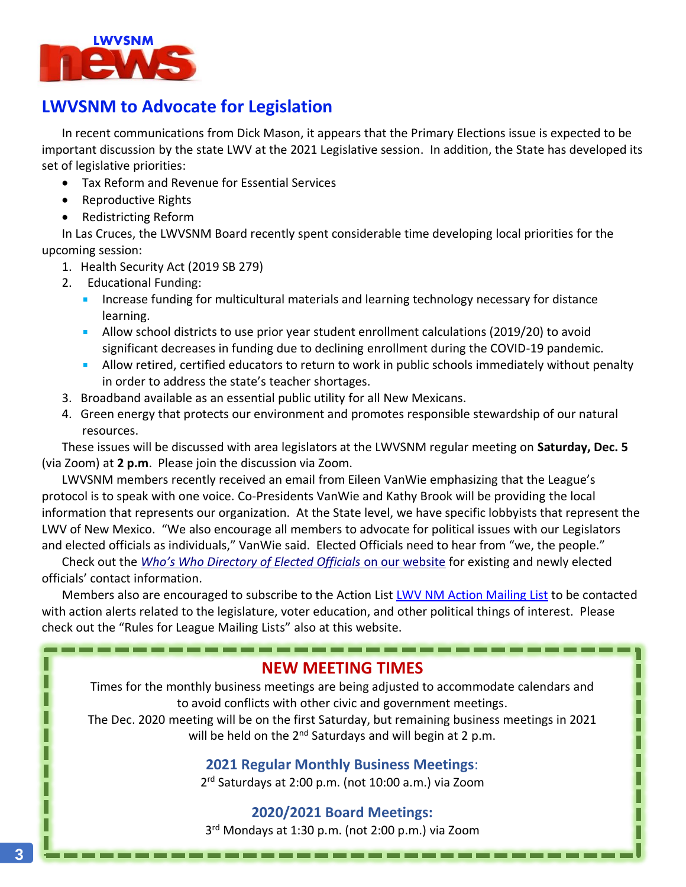LWVSNM news

## LWVSNM to Advocate for Legislation

In recent communications from Dick Mason, it appears that the Primary Elections issue is expected to be important discussion by the state LWV at the 2021 Legislative session. In addition, the State has developed its set of legislative priorities:

- Tax Reform and Revenue for Essential Services
- Reproductive Rights
- Redistricting Reform

In Las Cruces, the LWVSNM Board recently spent considerable time developing local priorities for the upcoming session:

1. Health Security Act (2019 SB 279)
2. Educational Funding:
   - Increase funding for multicultural materials and learning technology necessary for distance learning.
   - Allow school districts to use prior year student enrollment calculations (2019/20) to avoid significant decreases in funding due to declining enrollment during the COVID-19 pandemic.
   - Allow retired, certified educators to return to work in public schools immediately without penalty in order to address the state's teacher shortages.
3. Broadband available as an essential public utility for all New Mexicans.
4. Green energy that protects our environment and promotes responsible stewardship of our natural resources.

These issues will be discussed with area legislators at the LWVSNM regular meeting on **Saturday, Dec. 5** (via Zoom) at **2 p.m**. Please join the discussion via Zoom.

LWVSNM members recently received an email from Eileen VanWie emphasizing that the League's protocol is to speak with one voice. Co-Presidents VanWie and Kathy Brook will be providing the local information that represents our organization. At the State level, we have specific lobbyists that represent the LWV of New Mexico. "We also encourage all members to advocate for political issues with our Legislators and elected officials as individuals," VanWie said. Elected Officials need to hear from "we, the people."

Check out the *Who's Who Directory of Elected Officials* on our website for existing and newly elected officials' contact information.

Members also are encouraged to subscribe to the Action List LWV NM Action Mailing List to be contacted with action alerts related to the legislature, voter education, and other political things of interest. Please check out the "Rules for League Mailing Lists" also at this website.

### NEW MEETING TIMES

Times for the monthly business meetings are being adjusted to accommodate calendars and to avoid conflicts with other civic and government meetings.
The Dec. 2020 meeting will be on the first Saturday, but remaining business meetings in 2021 will be held on the 2nd Saturdays and will begin at 2 p.m.

**2021 Regular Monthly Business Meetings**:
2rd Saturdays at 2:00 p.m. (not 10:00 a.m.) via Zoom

**2020/2021 Board Meetings:**
3rd Mondays at 1:30 p.m. (not 2:00 p.m.) via Zoom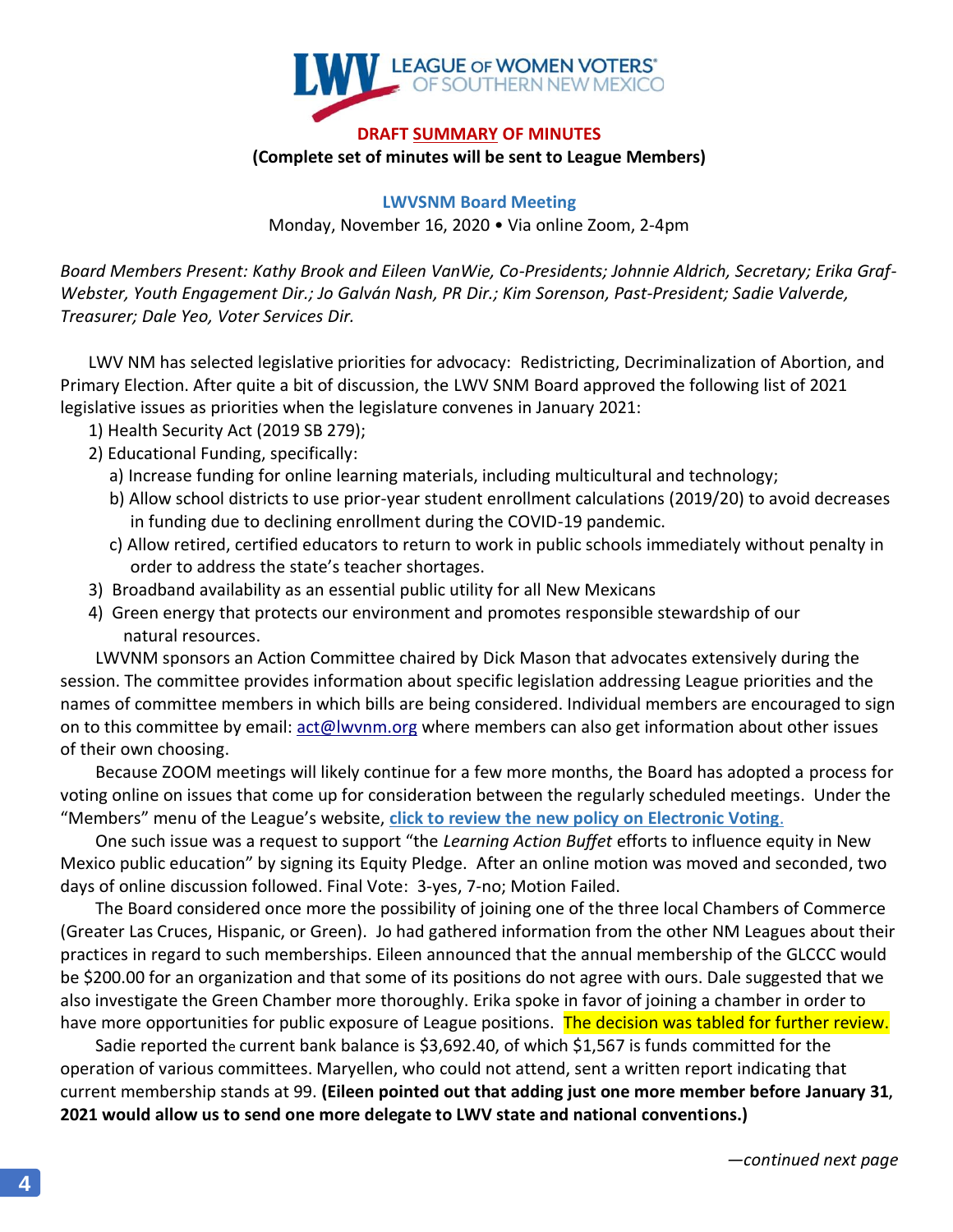LEAGUE OF WOMEN VOTERS® OF SOUTHERN NEW MEXICO

**DRAFT SUMMARY OF MINUTES**

**(Complete set of minutes will be sent to League Members)**

**LWVSNM Board Meeting**

Monday, November 16, 2020 • Via online Zoom, 2-4pm

*Board Members Present: Kathy Brook and Eileen VanWie, Co-Presidents; Johnnie Aldrich, Secretary; Erika Graf-Webster, Youth Engagement Dir.; Jo Galván Nash, PR Dir.; Kim Sorenson, Past-President; Sadie Valverde, Treasurer; Dale Yeo, Voter Services Dir.*

LWV NM has selected legislative priorities for advocacy: Redistricting, Decriminalization of Abortion, and Primary Election. After quite a bit of discussion, the LWV SNM Board approved the following list of 2021 legislative issues as priorities when the legislature convenes in January 2021:

1) Health Security Act (2019 SB 279);
2) Educational Funding, specifically:
   a) Increase funding for online learning materials, including multicultural and technology;
   b) Allow school districts to use prior-year student enrollment calculations (2019/20) to avoid decreases in funding due to declining enrollment during the COVID-19 pandemic.
   c) Allow retired, certified educators to return to work in public schools immediately without penalty in order to address the state's teacher shortages.
3) Broadband availability as an essential public utility for all New Mexicans
4) Green energy that protects our environment and promotes responsible stewardship of our natural resources.

LWVNM sponsors an Action Committee chaired by Dick Mason that advocates extensively during the session. The committee provides information about specific legislation addressing League priorities and the names of committee members in which bills are being considered. Individual members are encouraged to sign on to this committee by email: act@lwvnm.org where members can also get information about other issues of their own choosing.

Because ZOOM meetings will likely continue for a few more months, the Board has adopted a process for voting online on issues that come up for consideration between the regularly scheduled meetings. Under the "Members" menu of the League's website, **click to review the new policy on Electronic Voting**.

One such issue was a request to support "the *Learning Action Buffet* efforts to influence equity in New Mexico public education" by signing its Equity Pledge. After an online motion was moved and seconded, two days of online discussion followed. Final Vote: 3-yes, 7-no; Motion Failed.

The Board considered once more the possibility of joining one of the three local Chambers of Commerce (Greater Las Cruces, Hispanic, or Green). Jo had gathered information from the other NM Leagues about their practices in regard to such memberships. Eileen announced that the annual membership of the GLCCC would be $200.00 for an organization and that some of its positions do not agree with ours. Dale suggested that we also investigate the Green Chamber more thoroughly. Erika spoke in favor of joining a chamber in order to have more opportunities for public exposure of League positions. The decision was tabled for further review.

Sadie reported the current bank balance is $3,692.40, of which $1,567 is funds committed for the operation of various committees. Maryellen, who could not attend, sent a written report indicating that current membership stands at 99. **(Eileen pointed out that adding just one more member before January 31, 2021 would allow us to send one more delegate to LWV state and national conventions.)**

*—continued next page*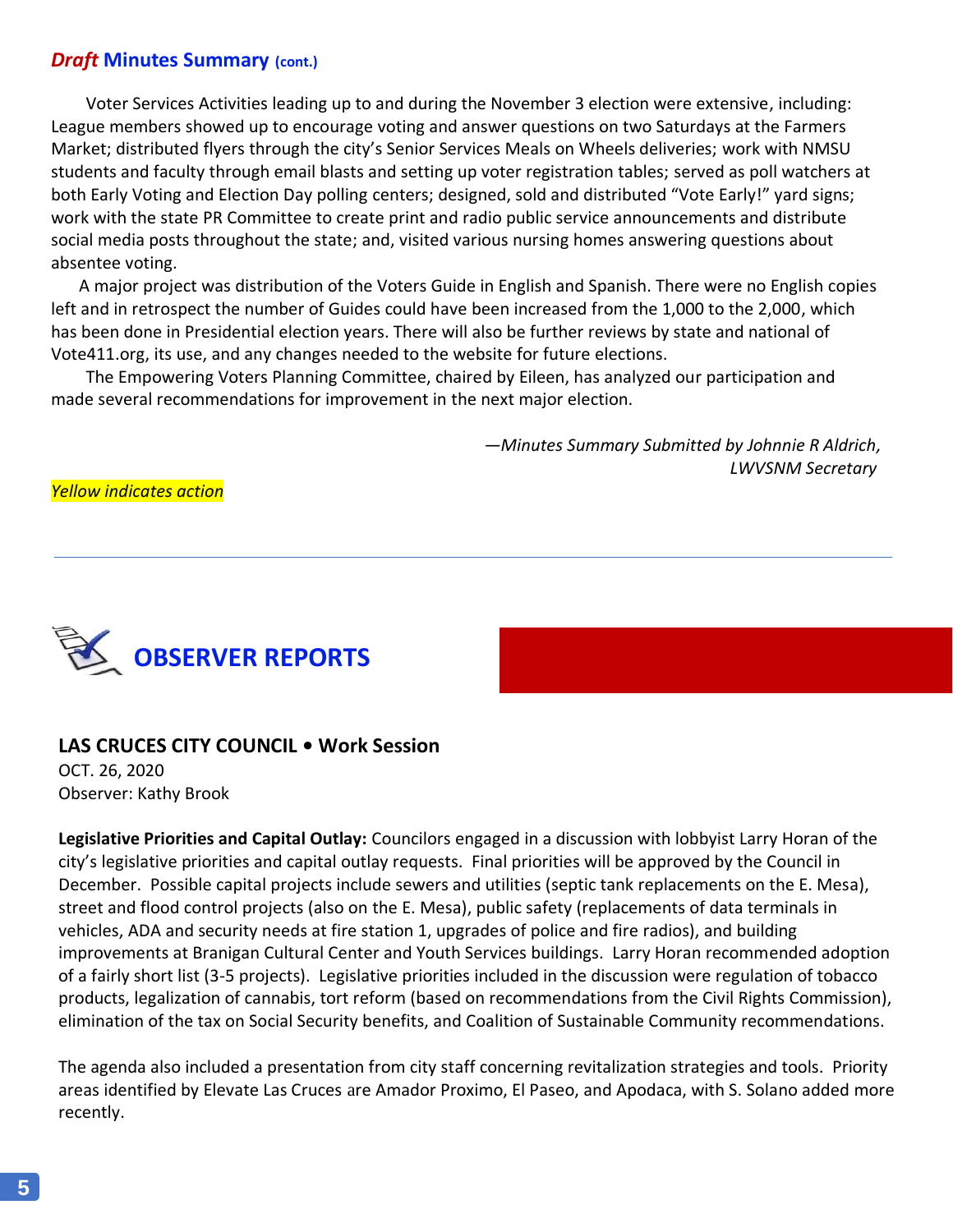## *Draft* Minutes Summary (cont.)

Voter Services Activities leading up to and during the November 3 election were extensive, including: League members showed up to encourage voting and answer questions on two Saturdays at the Farmers Market; distributed flyers through the city's Senior Services Meals on Wheels deliveries; work with NMSU students and faculty through email blasts and setting up voter registration tables; served as poll watchers at both Early Voting and Election Day polling centers; designed, sold and distributed "Vote Early!" yard signs; work with the state PR Committee to create print and radio public service announcements and distribute social media posts throughout the state; and, visited various nursing homes answering questions about absentee voting.

A major project was distribution of the Voters Guide in English and Spanish. There were no English copies left and in retrospect the number of Guides could have been increased from the 1,000 to the 2,000, which has been done in Presidential election years. There will also be further reviews by state and national of Vote411.org, its use, and any changes needed to the website for future elections.

The Empowering Voters Planning Committee, chaired by Eileen, has analyzed our participation and made several recommendations for improvement in the next major election.

*—Minutes Summary Submitted by Johnnie R Aldrich, LWVSNM Secretary*

*Yellow indicates action*

---

## OBSERVER REPORTS

### LAS CRUCES CITY COUNCIL • Work Session

OCT. 26, 2020
Observer: Kathy Brook

**Legislative Priorities and Capital Outlay:** Councilors engaged in a discussion with lobbyist Larry Horan of the city's legislative priorities and capital outlay requests. Final priorities will be approved by the Council in December. Possible capital projects include sewers and utilities (septic tank replacements on the E. Mesa), street and flood control projects (also on the E. Mesa), public safety (replacements of data terminals in vehicles, ADA and security needs at fire station 1, upgrades of police and fire radios), and building improvements at Branigan Cultural Center and Youth Services buildings. Larry Horan recommended adoption of a fairly short list (3-5 projects). Legislative priorities included in the discussion were regulation of tobacco products, legalization of cannabis, tort reform (based on recommendations from the Civil Rights Commission), elimination of the tax on Social Security benefits, and Coalition of Sustainable Community recommendations.

The agenda also included a presentation from city staff concerning revitalization strategies and tools. Priority areas identified by Elevate Las Cruces are Amador Proximo, El Paseo, and Apodaca, with S. Solano added more recently.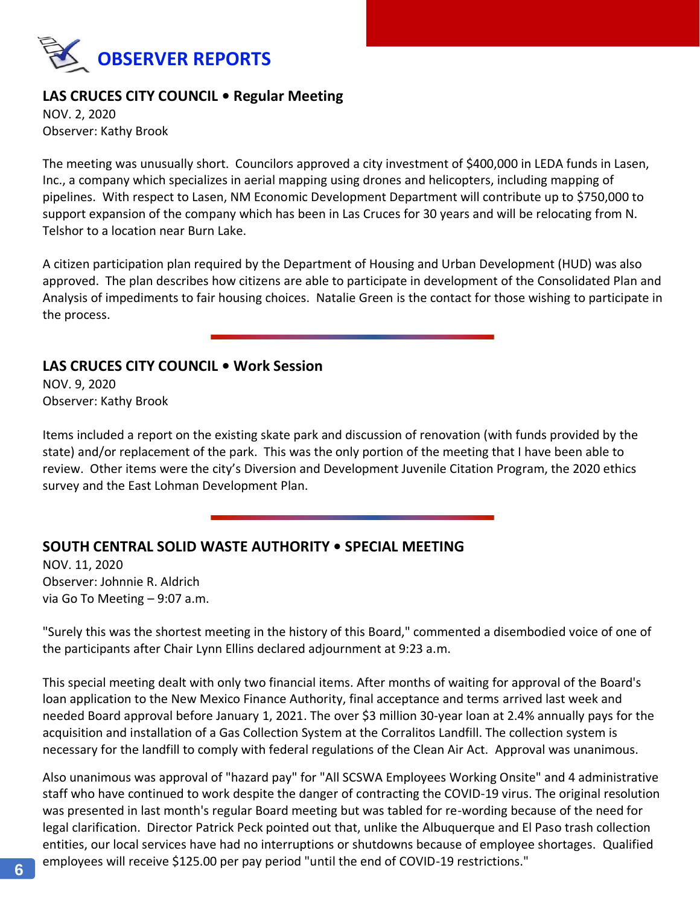# OBSERVER REPORTS

## LAS CRUCES CITY COUNCIL • Regular Meeting

NOV. 2, 2020
Observer: Kathy Brook

The meeting was unusually short. Councilors approved a city investment of $400,000 in LEDA funds in Lasen, Inc., a company which specializes in aerial mapping using drones and helicopters, including mapping of pipelines. With respect to Lasen, NM Economic Development Department will contribute up to $750,000 to support expansion of the company which has been in Las Cruces for 30 years and will be relocating from N. Telshor to a location near Burn Lake.

A citizen participation plan required by the Department of Housing and Urban Development (HUD) was also approved. The plan describes how citizens are able to participate in development of the Consolidated Plan and Analysis of impediments to fair housing choices. Natalie Green is the contact for those wishing to participate in the process.

---

## LAS CRUCES CITY COUNCIL • Work Session

NOV. 9, 2020
Observer: Kathy Brook

Items included a report on the existing skate park and discussion of renovation (with funds provided by the state) and/or replacement of the park. This was the only portion of the meeting that I have been able to review. Other items were the city's Diversion and Development Juvenile Citation Program, the 2020 ethics survey and the East Lohman Development Plan.

---

## SOUTH CENTRAL SOLID WASTE AUTHORITY • SPECIAL MEETING

NOV. 11, 2020
Observer: Johnnie R. Aldrich
via Go To Meeting – 9:07 a.m.

"Surely this was the shortest meeting in the history of this Board," commented a disembodied voice of one of the participants after Chair Lynn Ellins declared adjournment at 9:23 a.m.

This special meeting dealt with only two financial items. After months of waiting for approval of the Board's loan application to the New Mexico Finance Authority, final acceptance and terms arrived last week and needed Board approval before January 1, 2021. The over $3 million 30-year loan at 2.4% annually pays for the acquisition and installation of a Gas Collection System at the Corralitos Landfill. The collection system is necessary for the landfill to comply with federal regulations of the Clean Air Act. Approval was unanimous.

Also unanimous was approval of "hazard pay" for "All SCSWA Employees Working Onsite" and 4 administrative staff who have continued to work despite the danger of contracting the COVID-19 virus. The original resolution was presented in last month's regular Board meeting but was tabled for re-wording because of the need for legal clarification. Director Patrick Peck pointed out that, unlike the Albuquerque and El Paso trash collection entities, our local services have had no interruptions or shutdowns because of employee shortages. Qualified employees will receive $125.00 per pay period "until the end of COVID-19 restrictions."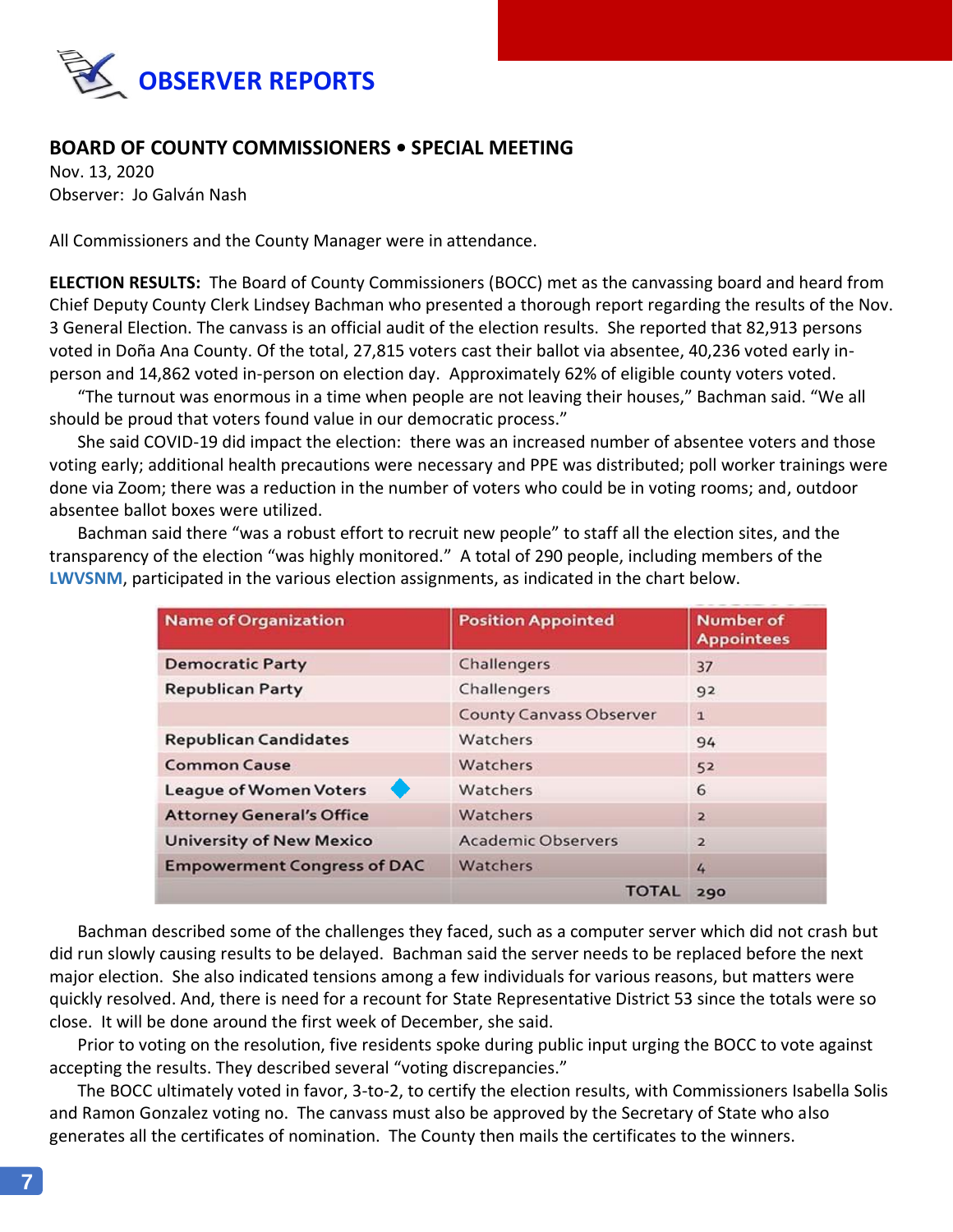# OBSERVER REPORTS

## BOARD OF COUNTY COMMISSIONERS • SPECIAL MEETING

Nov. 13, 2020
Observer: Jo Galván Nash

All Commissioners and the County Manager were in attendance.

**ELECTION RESULTS:** The Board of County Commissioners (BOCC) met as the canvassing board and heard from Chief Deputy County Clerk Lindsey Bachman who presented a thorough report regarding the results of the Nov. 3 General Election. The canvass is an official audit of the election results. She reported that 82,913 persons voted in Doña Ana County. Of the total, 27,815 voters cast their ballot via absentee, 40,236 voted early in-person and 14,862 voted in-person on election day. Approximately 62% of eligible county voters voted.

"The turnout was enormous in a time when people are not leaving their houses," Bachman said. "We all should be proud that voters found value in our democratic process."

She said COVID-19 did impact the election: there was an increased number of absentee voters and those voting early; additional health precautions were necessary and PPE was distributed; poll worker trainings were done via Zoom; there was a reduction in the number of voters who could be in voting rooms; and, outdoor absentee ballot boxes were utilized.

Bachman said there "was a robust effort to recruit new people" to staff all the election sites, and the transparency of the election "was highly monitored." A total of 290 people, including members of the LWVSNM, participated in the various election assignments, as indicated in the chart below.

| Name of Organization | Position Appointed | Number of Appointees |
|---|---|---|
| Democratic Party | Challengers | 37 |
| Republican Party | Challengers | 92 |
| | County Canvass Observer | 1 |
| Republican Candidates | Watchers | 94 |
| Common Cause | Watchers | 52 |
| League of Women Voters | Watchers | 6 |
| Attorney General's Office | Watchers | 2 |
| University of New Mexico | Academic Observers | 2 |
| Empowerment Congress of DAC | Watchers | 4 |
| | TOTAL | 290 |

Bachman described some of the challenges they faced, such as a computer server which did not crash but did run slowly causing results to be delayed. Bachman said the server needs to be replaced before the next major election. She also indicated tensions among a few individuals for various reasons, but matters were quickly resolved. And, there is need for a recount for State Representative District 53 since the totals were so close. It will be done around the first week of December, she said.

Prior to voting on the resolution, five residents spoke during public input urging the BOCC to vote against accepting the results. They described several "voting discrepancies."

The BOCC ultimately voted in favor, 3-to-2, to certify the election results, with Commissioners Isabella Solis and Ramon Gonzalez voting no. The canvass must also be approved by the Secretary of State who also generates all the certificates of nomination. The County then mails the certificates to the winners.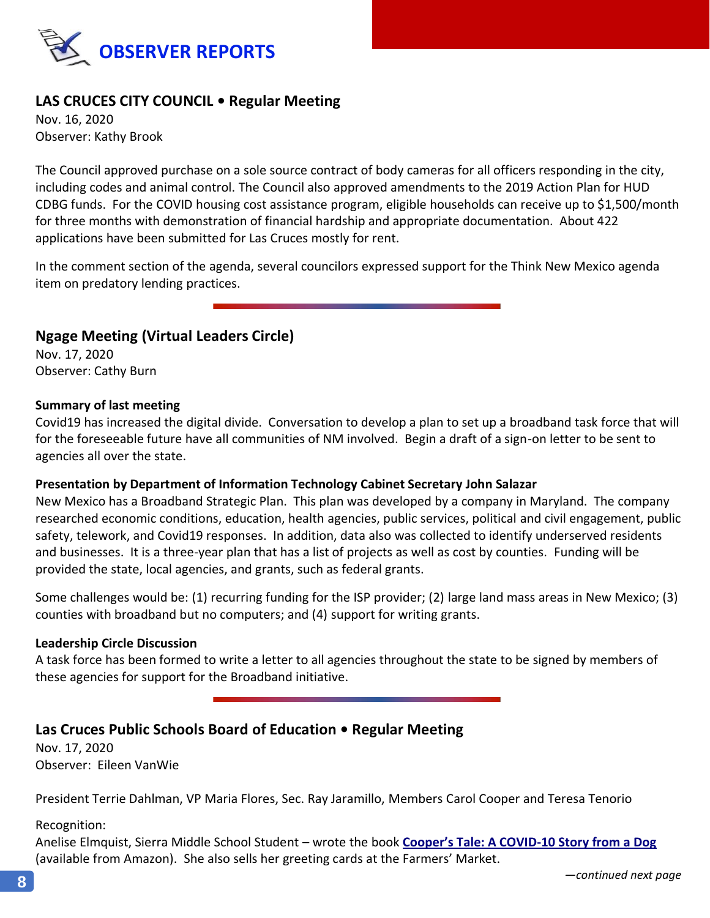# OBSERVER REPORTS

## LAS CRUCES CITY COUNCIL • Regular Meeting

Nov. 16, 2020
Observer: Kathy Brook

The Council approved purchase on a sole source contract of body cameras for all officers responding in the city, including codes and animal control. The Council also approved amendments to the 2019 Action Plan for HUD CDBG funds. For the COVID housing cost assistance program, eligible households can receive up to $1,500/month for three months with demonstration of financial hardship and appropriate documentation. About 422 applications have been submitted for Las Cruces mostly for rent.

In the comment section of the agenda, several councilors expressed support for the Think New Mexico agenda item on predatory lending practices.

## Ngage Meeting (Virtual Leaders Circle)

Nov. 17, 2020
Observer: Cathy Burn

**Summary of last meeting**

Covid19 has increased the digital divide. Conversation to develop a plan to set up a broadband task force that will for the foreseeable future have all communities of NM involved. Begin a draft of a sign-on letter to be sent to agencies all over the state.

**Presentation by Department of Information Technology Cabinet Secretary John Salazar**

New Mexico has a Broadband Strategic Plan. This plan was developed by a company in Maryland. The company researched economic conditions, education, health agencies, public services, political and civil engagement, public safety, telework, and Covid19 responses. In addition, data also was collected to identify underserved residents and businesses. It is a three-year plan that has a list of projects as well as cost by counties. Funding will be provided the state, local agencies, and grants, such as federal grants.

Some challenges would be: (1) recurring funding for the ISP provider; (2) large land mass areas in New Mexico; (3) counties with broadband but no computers; and (4) support for writing grants.

**Leadership Circle Discussion**

A task force has been formed to write a letter to all agencies throughout the state to be signed by members of these agencies for support for the Broadband initiative.

## Las Cruces Public Schools Board of Education • Regular Meeting

Nov. 17, 2020
Observer: Eileen VanWie

President Terrie Dahlman, VP Maria Flores, Sec. Ray Jaramillo, Members Carol Cooper and Teresa Tenorio

Recognition:

Anelise Elmquist, Sierra Middle School Student – wrote the book **Cooper's Tale: A COVID-10 Story from a Dog** (available from Amazon). She also sells her greeting cards at the Farmers' Market.

*—continued next page*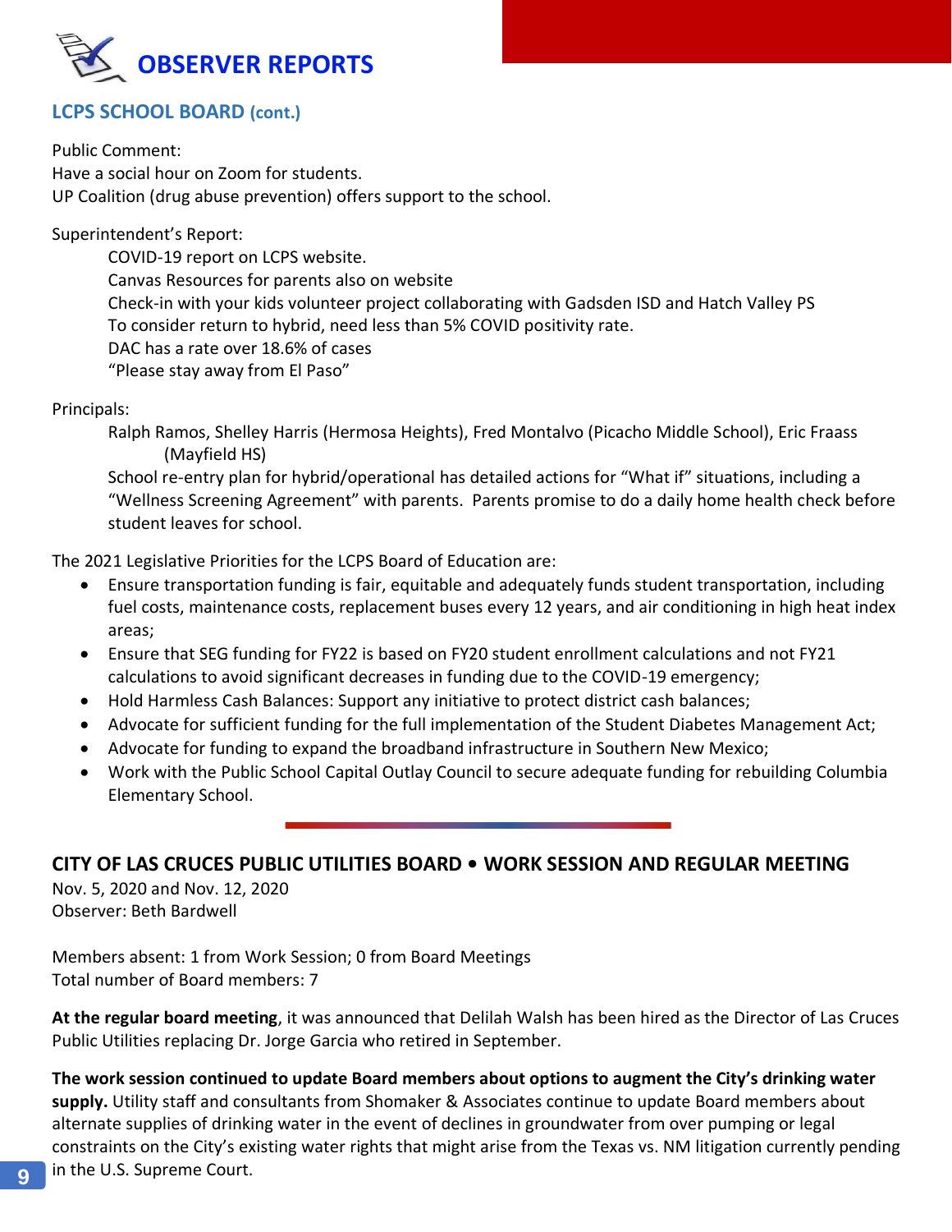# OBSERVER REPORTS

## LCPS SCHOOL BOARD (cont.)

Public Comment:
Have a social hour on Zoom for students.
UP Coalition (drug abuse prevention) offers support to the school.

Superintendent's Report:

COVID-19 report on LCPS website.
Canvas Resources for parents also on website
Check-in with your kids volunteer project collaborating with Gadsden ISD and Hatch Valley PS
To consider return to hybrid, need less than 5% COVID positivity rate.
DAC has a rate over 18.6% of cases
"Please stay away from El Paso"

Principals:

Ralph Ramos, Shelley Harris (Hermosa Heights), Fred Montalvo (Picacho Middle School), Eric Fraass (Mayfield HS)
School re-entry plan for hybrid/operational has detailed actions for "What if" situations, including a "Wellness Screening Agreement" with parents. Parents promise to do a daily home health check before student leaves for school.

The 2021 Legislative Priorities for the LCPS Board of Education are:

- Ensure transportation funding is fair, equitable and adequately funds student transportation, including fuel costs, maintenance costs, replacement buses every 12 years, and air conditioning in high heat index areas;
- Ensure that SEG funding for FY22 is based on FY20 student enrollment calculations and not FY21 calculations to avoid significant decreases in funding due to the COVID-19 emergency;
- Hold Harmless Cash Balances: Support any initiative to protect district cash balances;
- Advocate for sufficient funding for the full implementation of the Student Diabetes Management Act;
- Advocate for funding to expand the broadband infrastructure in Southern New Mexico;
- Work with the Public School Capital Outlay Council to secure adequate funding for rebuilding Columbia Elementary School.

---

## CITY OF LAS CRUCES PUBLIC UTILITIES BOARD • WORK SESSION AND REGULAR MEETING

Nov. 5, 2020 and Nov. 12, 2020
Observer: Beth Bardwell

Members absent: 1 from Work Session; 0 from Board Meetings
Total number of Board members: 7

**At the regular board meeting**, it was announced that Delilah Walsh has been hired as the Director of Las Cruces Public Utilities replacing Dr. Jorge Garcia who retired in September.

**The work session continued to update Board members about options to augment the City's drinking water supply.** Utility staff and consultants from Shomaker & Associates continue to update Board members about alternate supplies of drinking water in the event of declines in groundwater from over pumping or legal constraints on the City's existing water rights that might arise from the Texas vs. NM litigation currently pending in the U.S. Supreme Court.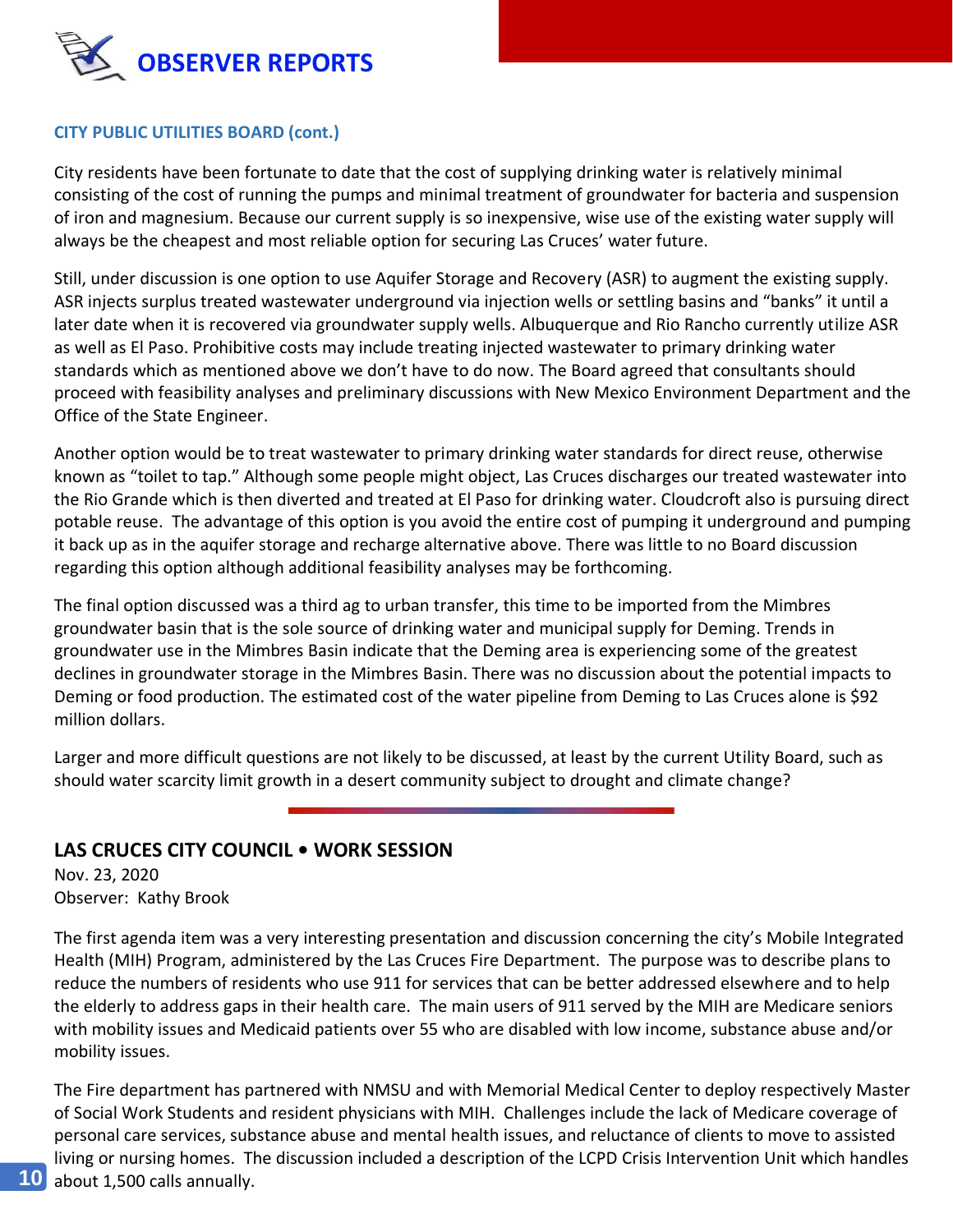# OBSERVER REPORTS

### CITY PUBLIC UTILITIES BOARD (cont.)

City residents have been fortunate to date that the cost of supplying drinking water is relatively minimal consisting of the cost of running the pumps and minimal treatment of groundwater for bacteria and suspension of iron and magnesium. Because our current supply is so inexpensive, wise use of the existing water supply will always be the cheapest and most reliable option for securing Las Cruces' water future.

Still, under discussion is one option to use Aquifer Storage and Recovery (ASR) to augment the existing supply. ASR injects surplus treated wastewater underground via injection wells or settling basins and "banks" it until a later date when it is recovered via groundwater supply wells. Albuquerque and Rio Rancho currently utilize ASR as well as El Paso. Prohibitive costs may include treating injected wastewater to primary drinking water standards which as mentioned above we don't have to do now. The Board agreed that consultants should proceed with feasibility analyses and preliminary discussions with New Mexico Environment Department and the Office of the State Engineer.

Another option would be to treat wastewater to primary drinking water standards for direct reuse, otherwise known as "toilet to tap." Although some people might object, Las Cruces discharges our treated wastewater into the Rio Grande which is then diverted and treated at El Paso for drinking water. Cloudcroft also is pursuing direct potable reuse. The advantage of this option is you avoid the entire cost of pumping it underground and pumping it back up as in the aquifer storage and recharge alternative above. There was little to no Board discussion regarding this option although additional feasibility analyses may be forthcoming.

The final option discussed was a third ag to urban transfer, this time to be imported from the Mimbres groundwater basin that is the sole source of drinking water and municipal supply for Deming. Trends in groundwater use in the Mimbres Basin indicate that the Deming area is experiencing some of the greatest declines in groundwater storage in the Mimbres Basin. There was no discussion about the potential impacts to Deming or food production. The estimated cost of the water pipeline from Deming to Las Cruces alone is $92 million dollars.

Larger and more difficult questions are not likely to be discussed, at least by the current Utility Board, such as should water scarcity limit growth in a desert community subject to drought and climate change?

---

## LAS CRUCES CITY COUNCIL • WORK SESSION

Nov. 23, 2020
Observer: Kathy Brook

The first agenda item was a very interesting presentation and discussion concerning the city's Mobile Integrated Health (MIH) Program, administered by the Las Cruces Fire Department. The purpose was to describe plans to reduce the numbers of residents who use 911 for services that can be better addressed elsewhere and to help the elderly to address gaps in their health care. The main users of 911 served by the MIH are Medicare seniors with mobility issues and Medicaid patients over 55 who are disabled with low income, substance abuse and/or mobility issues.

The Fire department has partnered with NMSU and with Memorial Medical Center to deploy respectively Master of Social Work Students and resident physicians with MIH. Challenges include the lack of Medicare coverage of personal care services, substance abuse and mental health issues, and reluctance of clients to move to assisted living or nursing homes. The discussion included a description of the LCPD Crisis Intervention Unit which handles about 1,500 calls annually.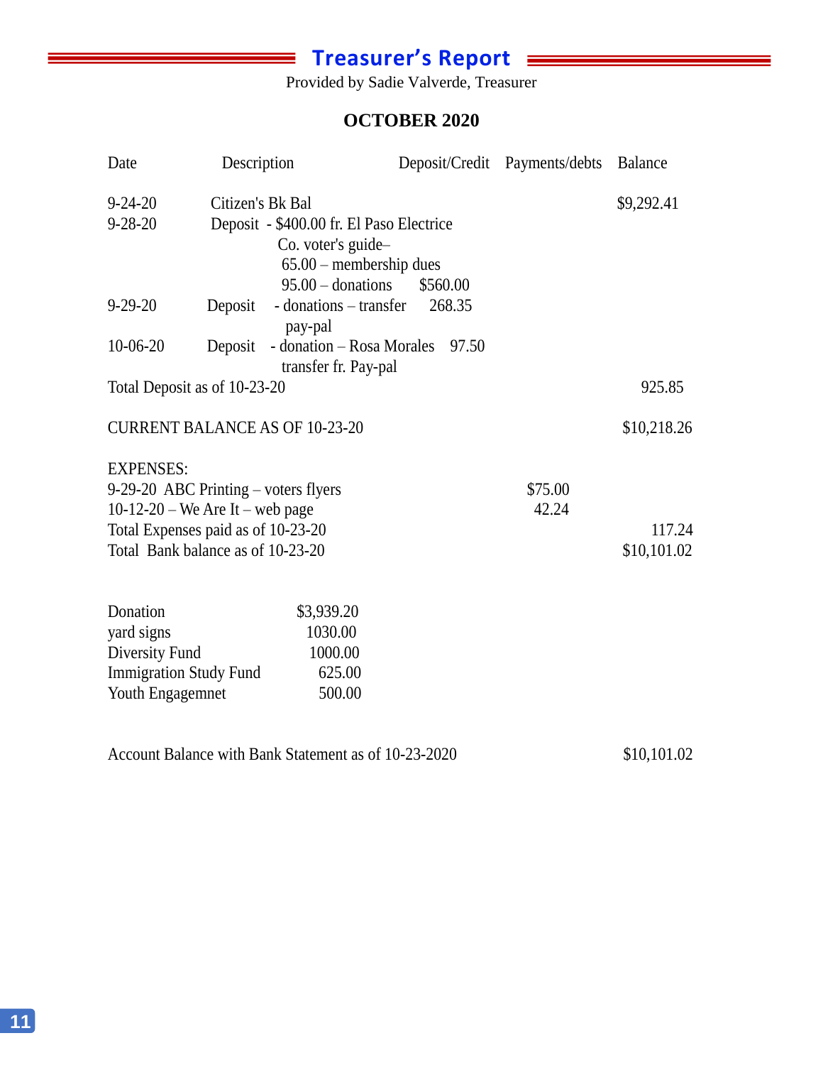## Treasurer's Report

Provided by Sadie Valverde, Treasurer

### OCTOBER 2020

| Date | Description | Deposit/Credit | Payments/debts | Balance |
|---|---|---|---|---|
| 9-24-20 | Citizen's Bk Bal | | | $9,292.41 |
| 9-28-20 | Deposit - $400.00 fr. El Paso Electrice Co. voter's guide– 65.00 – membership dues 95.00 – donations | $560.00 | | |
| 9-29-20 | Deposit - donations – transfer pay-pal | 268.35 | | |
| 10-06-20 | Deposit - donation – Rosa Morales transfer fr. Pay-pal | 97.50 | | |
| Total Deposit as of 10-23-20 | | | | 925.85 |
| CURRENT BALANCE AS OF 10-23-20 | | | | $10,218.26 |
| EXPENSES: | | | | |
| 9-29-20 ABC Printing – voters flyers | | | $75.00 | |
| 10-12-20 – We Are It – web page | | | 42.24 | |
| Total Expenses paid as of 10-23-20 | | | | 117.24 |
| Total Bank balance as of 10-23-20 | | | | $10,101.02 |

| | |
|---|---|
| Donation | $3,939.20 |
| yard signs | 1030.00 |
| Diversity Fund | 1000.00 |
| Immigration Study Fund | 625.00 |
| Youth Engagemnet | 500.00 |

Account Balance with Bank Statement as of 10-23-2020 $10,101.02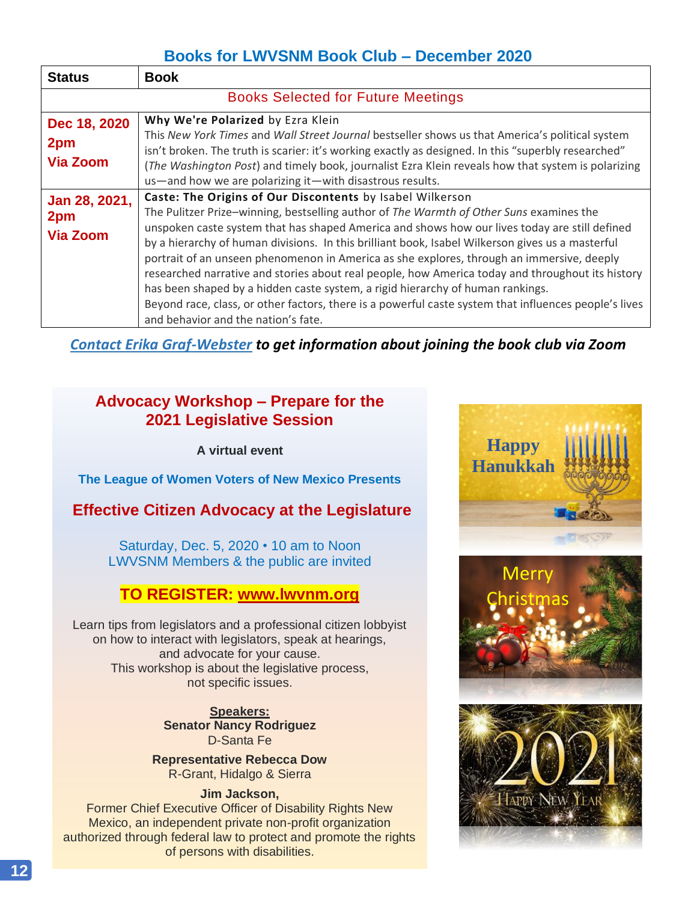## Books for LWVSNM Book Club – December 2020

| Status | Book |
|---|---|
| Books Selected for Future Meetings | |
| **Dec 18, 2020 2pm Via Zoom** | **Why We're Polarized** by Ezra Klein<br>This *New York Times* and *Wall Street Journal* bestseller shows us that America's political system isn't broken. The truth is scarier: it's working exactly as designed. In this "superbly researched" (*The Washington Post*) and timely book, journalist Ezra Klein reveals how that system is polarizing us—and how we are polarizing it—with disastrous results. |
| **Jan 28, 2021, 2pm Via Zoom** | **Caste: The Origins of Our Discontents** by Isabel Wilkerson<br>The Pulitzer Prize–winning, bestselling author of *The Warmth of Other Suns* examines the unspoken caste system that has shaped America and shows how our lives today are still defined by a hierarchy of human divisions. In this brilliant book, Isabel Wilkerson gives us a masterful portrait of an unseen phenomenon in America as she explores, through an immersive, deeply researched narrative and stories about real people, how America today and throughout its history has been shaped by a hidden caste system, a rigid hierarchy of human rankings.<br>Beyond race, class, or other factors, there is a powerful caste system that influences people's lives and behavior and the nation's fate. |

***Contact Erika Graf-Webster to get information about joining the book club via Zoom***

## Advocacy Workshop – Prepare for the 2021 Legislative Session

**A virtual event**

**The League of Women Voters of New Mexico Presents**

### Effective Citizen Advocacy at the Legislature

Saturday, Dec. 5, 2020 • 10 am to Noon
LWVSNM Members & the public are invited

**TO REGISTER: www.lwvnm.org**

Learn tips from legislators and a professional citizen lobbyist on how to interact with legislators, speak at hearings, and advocate for your cause.
This workshop is about the legislative process, not specific issues.

**Speakers:**

**Senator Nancy Rodriguez**
D-Santa Fe

**Representative Rebecca Dow**
R-Grant, Hidalgo & Sierra

**Jim Jackson,**
Former Chief Executive Officer of Disability Rights New Mexico, an independent private non-profit organization authorized through federal law to protect and promote the rights of persons with disabilities.

Happy Hanukkah

Merry Christmas

2021 Happy New Year